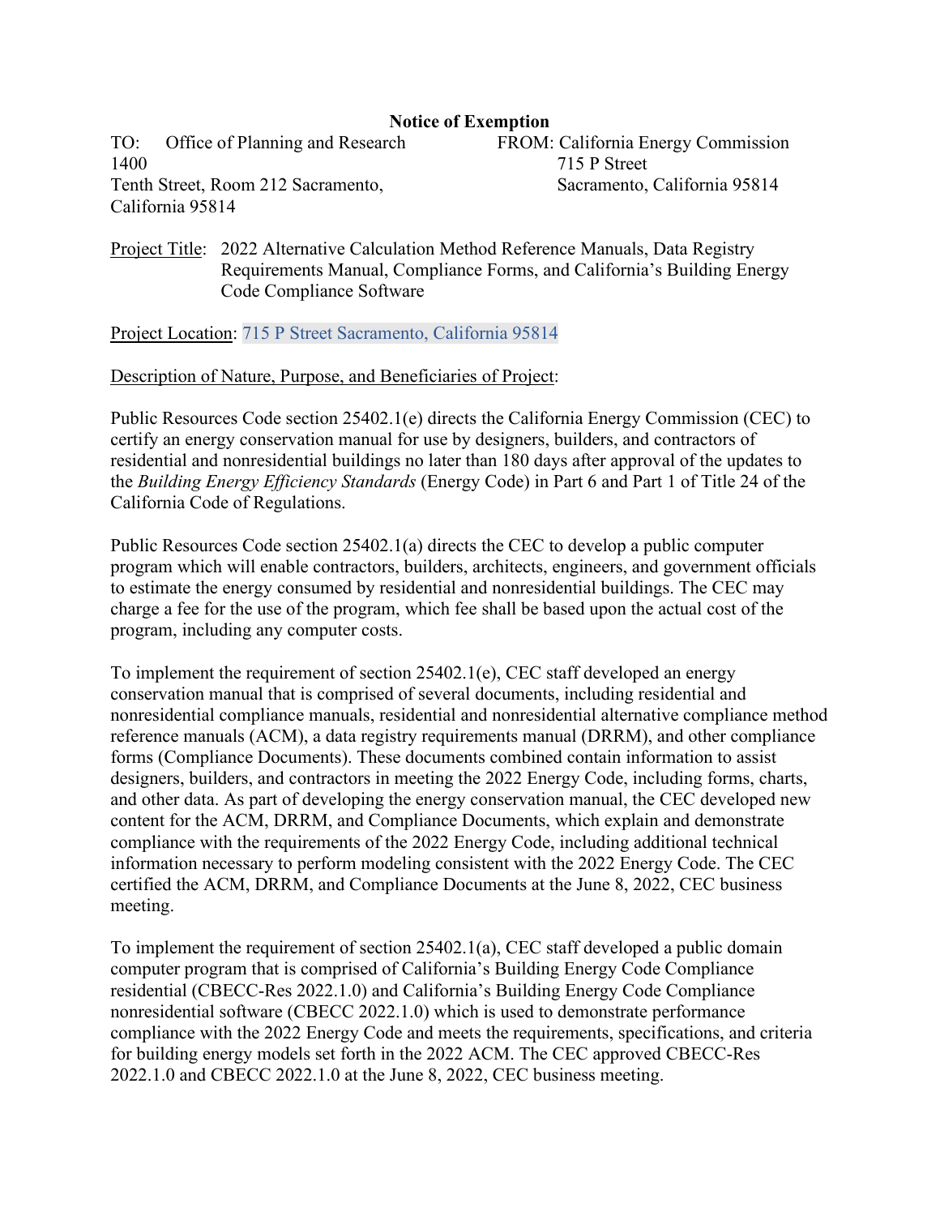**Notice of Exemption**

TO: Office of Planning and Research 1400 Tenth Street, Room 212 Sacramento, California 95814

FROM: California Energy Commission 715 P Street Sacramento, California 95814

Project Title: 2022 Alternative Calculation Method Reference Manuals, Data Registry Requirements Manual, Compliance Forms, and California's Building Energy Code Compliance Software

Project Location: 715 P Street Sacramento, California 95814

Description of Nature, Purpose, and Beneficiaries of Project:

Public Resources Code section 25402.1(e) directs the California Energy Commission (CEC) to certify an energy conservation manual for use by designers, builders, and contractors of residential and nonresidential buildings no later than 180 days after approval of the updates to the *Building Energy Efficiency Standards* (Energy Code) in Part 6 and Part 1 of Title 24 of the California Code of Regulations.

Public Resources Code section 25402.1(a) directs the CEC to develop a public computer program which will enable contractors, builders, architects, engineers, and government officials to estimate the energy consumed by residential and nonresidential buildings. The CEC may charge a fee for the use of the program, which fee shall be based upon the actual cost of the program, including any computer costs.

To implement the requirement of section 25402.1(e), CEC staff developed an energy conservation manual that is comprised of several documents, including residential and nonresidential compliance manuals, residential and nonresidential alternative compliance method reference manuals (ACM), a data registry requirements manual (DRRM), and other compliance forms (Compliance Documents). These documents combined contain information to assist designers, builders, and contractors in meeting the 2022 Energy Code, including forms, charts, and other data. As part of developing the energy conservation manual, the CEC developed new content for the ACM, DRRM, and Compliance Documents, which explain and demonstrate compliance with the requirements of the 2022 Energy Code, including additional technical information necessary to perform modeling consistent with the 2022 Energy Code. The CEC certified the ACM, DRRM, and Compliance Documents at the June 8, 2022, CEC business meeting.

To implement the requirement of section 25402.1(a), CEC staff developed a public domain computer program that is comprised of California's Building Energy Code Compliance residential (CBECC-Res 2022.1.0) and California's Building Energy Code Compliance nonresidential software (CBECC 2022.1.0) which is used to demonstrate performance compliance with the 2022 Energy Code and meets the requirements, specifications, and criteria for building energy models set forth in the 2022 ACM. The CEC approved CBECC-Res 2022.1.0 and CBECC 2022.1.0 at the June 8, 2022, CEC business meeting.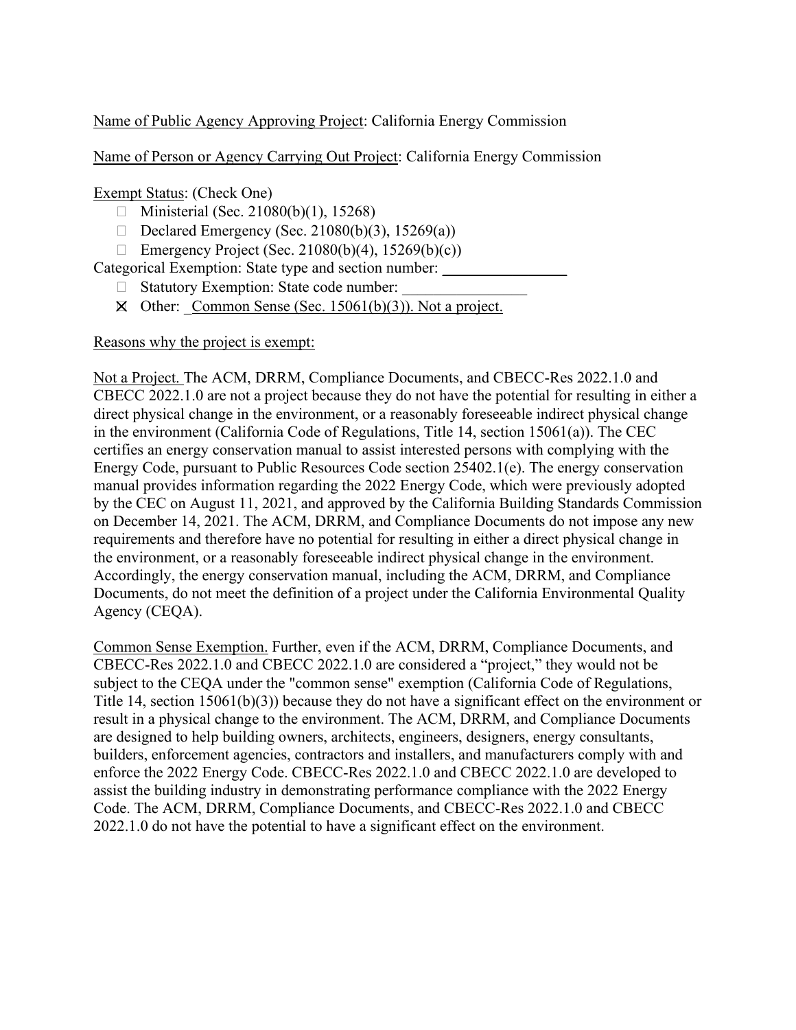Name of Public Agency Approving Project: California Energy Commission

Name of Person or Agency Carrying Out Project: California Energy Commission

Exempt Status: (Check One)

- ☐ Ministerial (Sec. 21080(b)(1), 15268)
- ☐ Declared Emergency (Sec. 21080(b)(3), 15269(a))
- ☐ Emergency Project (Sec. 21080(b)(4), 15269(b)(c))

Categorical Exemption: State type and section number: ________________

- ☐ Statutory Exemption: State code number: ________________
- ☒ Other: Common Sense (Sec. 15061(b)(3)). Not a project.

Reasons why the project is exempt:

Not a Project. The ACM, DRRM, Compliance Documents, and CBECC-Res 2022.1.0 and CBECC 2022.1.0 are not a project because they do not have the potential for resulting in either a direct physical change in the environment, or a reasonably foreseeable indirect physical change in the environment (California Code of Regulations, Title 14, section 15061(a)). The CEC certifies an energy conservation manual to assist interested persons with complying with the Energy Code, pursuant to Public Resources Code section 25402.1(e). The energy conservation manual provides information regarding the 2022 Energy Code, which were previously adopted by the CEC on August 11, 2021, and approved by the California Building Standards Commission on December 14, 2021. The ACM, DRRM, and Compliance Documents do not impose any new requirements and therefore have no potential for resulting in either a direct physical change in the environment, or a reasonably foreseeable indirect physical change in the environment. Accordingly, the energy conservation manual, including the ACM, DRRM, and Compliance Documents, do not meet the definition of a project under the California Environmental Quality Agency (CEQA).

Common Sense Exemption. Further, even if the ACM, DRRM, Compliance Documents, and CBECC-Res 2022.1.0 and CBECC 2022.1.0 are considered a "project," they would not be subject to the CEQA under the "common sense" exemption (California Code of Regulations, Title 14, section 15061(b)(3)) because they do not have a significant effect on the environment or result in a physical change to the environment. The ACM, DRRM, and Compliance Documents are designed to help building owners, architects, engineers, designers, energy consultants, builders, enforcement agencies, contractors and installers, and manufacturers comply with and enforce the 2022 Energy Code. CBECC-Res 2022.1.0 and CBECC 2022.1.0 are developed to assist the building industry in demonstrating performance compliance with the 2022 Energy Code. The ACM, DRRM, Compliance Documents, and CBECC-Res 2022.1.0 and CBECC 2022.1.0 do not have the potential to have a significant effect on the environment.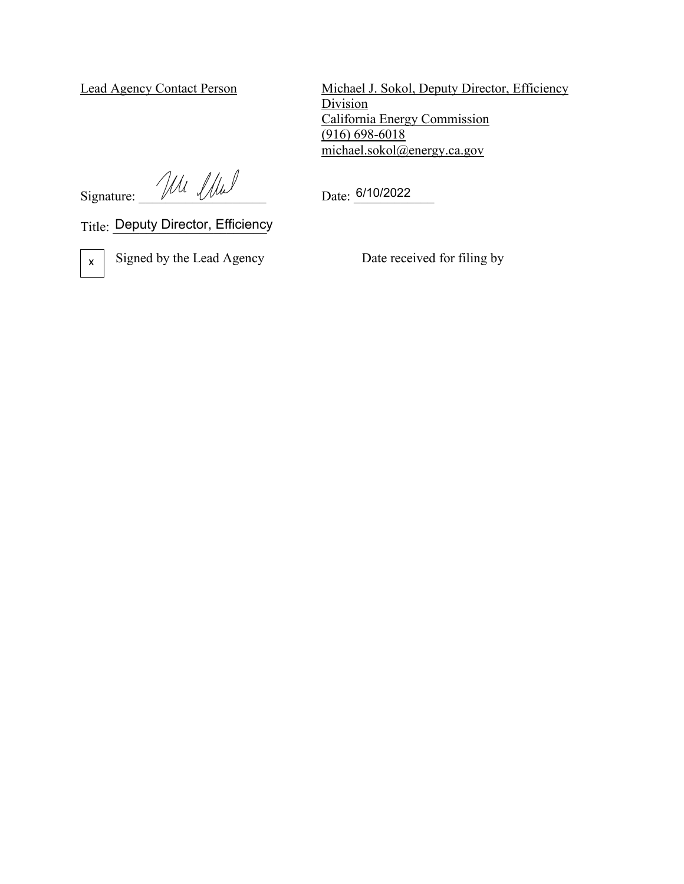Lead Agency Contact Person

Michael J. Sokol, Deputy Director, Efficiency Division
California Energy Commission
(916) 698-6018
michael.sokol@energy.ca.gov

Signature: ____________________

Date: 6/10/2022

Title: Deputy Director, Efficiency

[x] Signed by the Lead Agency

Date received for filing by